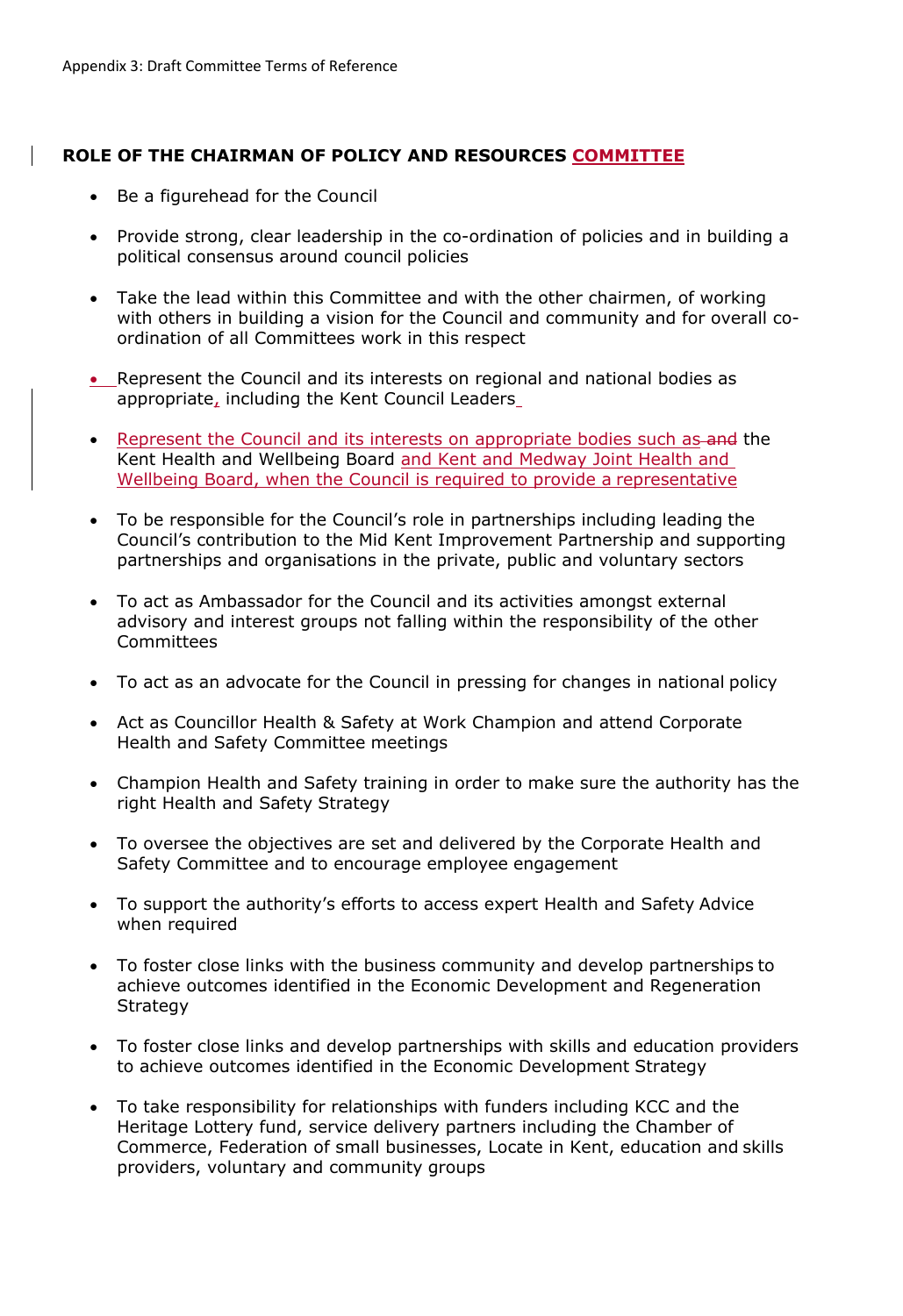Appendix 3: Draft Committee Terms of Reference

## ROLE OF THE CHAIRMAN OF POLICY AND RESOURCES COMMITTEE

- Be a figurehead for the Council
- Provide strong, clear leadership in the co-ordination of policies and in building a political consensus around council policies
- Take the lead within this Committee and with the other chairmen, of working with others in building a vision for the Council and community and for overall co-ordination of all Committees work in this respect
- Represent the Council and its interests on regional and national bodies as appropriate, including the Kent Council Leaders
- Represent the Council and its interests on appropriate bodies such as ~~and~~ the Kent Health and Wellbeing Board and Kent and Medway Joint Health and Wellbeing Board, when the Council is required to provide a representative
- To be responsible for the Council's role in partnerships including leading the Council's contribution to the Mid Kent Improvement Partnership and supporting partnerships and organisations in the private, public and voluntary sectors
- To act as Ambassador for the Council and its activities amongst external advisory and interest groups not falling within the responsibility of the other Committees
- To act as an advocate for the Council in pressing for changes in national policy
- Act as Councillor Health & Safety at Work Champion and attend Corporate Health and Safety Committee meetings
- Champion Health and Safety training in order to make sure the authority has the right Health and Safety Strategy
- To oversee the objectives are set and delivered by the Corporate Health and Safety Committee and to encourage employee engagement
- To support the authority's efforts to access expert Health and Safety Advice when required
- To foster close links with the business community and develop partnerships to achieve outcomes identified in the Economic Development and Regeneration Strategy
- To foster close links and develop partnerships with skills and education providers to achieve outcomes identified in the Economic Development Strategy
- To take responsibility for relationships with funders including KCC and the Heritage Lottery fund, service delivery partners including the Chamber of Commerce, Federation of small businesses, Locate in Kent, education and skills providers, voluntary and community groups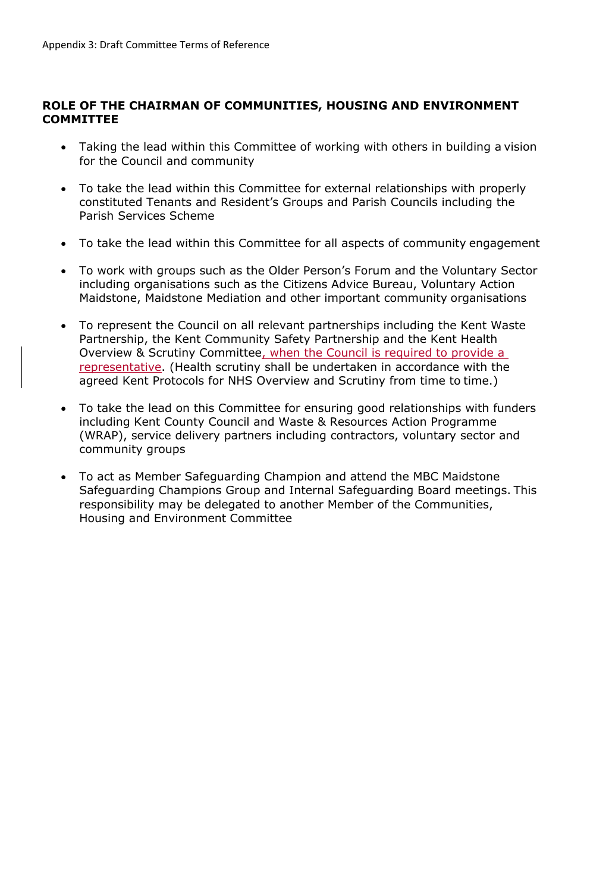## ROLE OF THE CHAIRMAN OF COMMUNITIES, HOUSING AND ENVIRONMENT COMMITTEE

- Taking the lead within this Committee of working with others in building a vision for the Council and community
- To take the lead within this Committee for external relationships with properly constituted Tenants and Resident's Groups and Parish Councils including the Parish Services Scheme
- To take the lead within this Committee for all aspects of community engagement
- To work with groups such as the Older Person's Forum and the Voluntary Sector including organisations such as the Citizens Advice Bureau, Voluntary Action Maidstone, Maidstone Mediation and other important community organisations
- To represent the Council on all relevant partnerships including the Kent Waste Partnership, the Kent Community Safety Partnership and the Kent Health Overview & Scrutiny Committee, when the Council is required to provide a representative. (Health scrutiny shall be undertaken in accordance with the agreed Kent Protocols for NHS Overview and Scrutiny from time to time.)
- To take the lead on this Committee for ensuring good relationships with funders including Kent County Council and Waste & Resources Action Programme (WRAP), service delivery partners including contractors, voluntary sector and community groups
- To act as Member Safeguarding Champion and attend the MBC Maidstone Safeguarding Champions Group and Internal Safeguarding Board meetings. This responsibility may be delegated to another Member of the Communities, Housing and Environment Committee